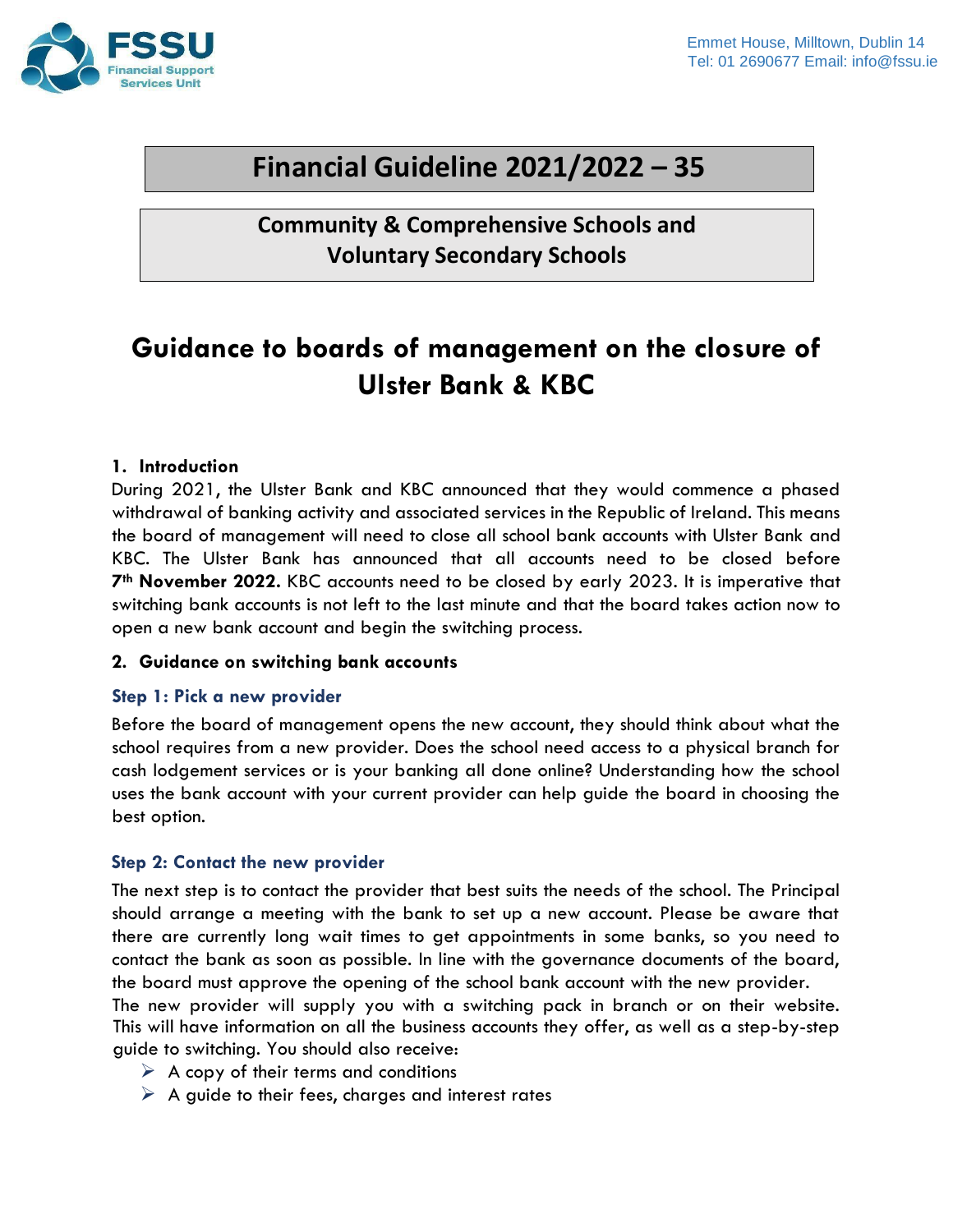Emmet House, Milltown, Dublin 14
Tel: 01 2690677 Email: info@fssu.ie

# Financial Guideline 2021/2022 – 35

## Community & Comprehensive Schools and Voluntary Secondary Schools

# Guidance to boards of management on the closure of Ulster Bank & KBC

### 1. Introduction

During 2021, the Ulster Bank and KBC announced that they would commence a phased withdrawal of banking activity and associated services in the Republic of Ireland. This means the board of management will need to close all school bank accounts with Ulster Bank and KBC. The Ulster Bank has announced that all accounts need to be closed before **7th November 2022.** KBC accounts need to be closed by early 2023. It is imperative that switching bank accounts is not left to the last minute and that the board takes action now to open a new bank account and begin the switching process.

### 2. Guidance on switching bank accounts

#### Step 1: Pick a new provider

Before the board of management opens the new account, they should think about what the school requires from a new provider. Does the school need access to a physical branch for cash lodgement services or is your banking all done online? Understanding how the school uses the bank account with your current provider can help guide the board in choosing the best option.

#### Step 2: Contact the new provider

The next step is to contact the provider that best suits the needs of the school. The Principal should arrange a meeting with the bank to set up a new account. Please be aware that there are currently long wait times to get appointments in some banks, so you need to contact the bank as soon as possible. In line with the governance documents of the board, the board must approve the opening of the school bank account with the new provider.
The new provider will supply you with a switching pack in branch or on their website. This will have information on all the business accounts they offer, as well as a step-by-step guide to switching. You should also receive:

- A copy of their terms and conditions
- A guide to their fees, charges and interest rates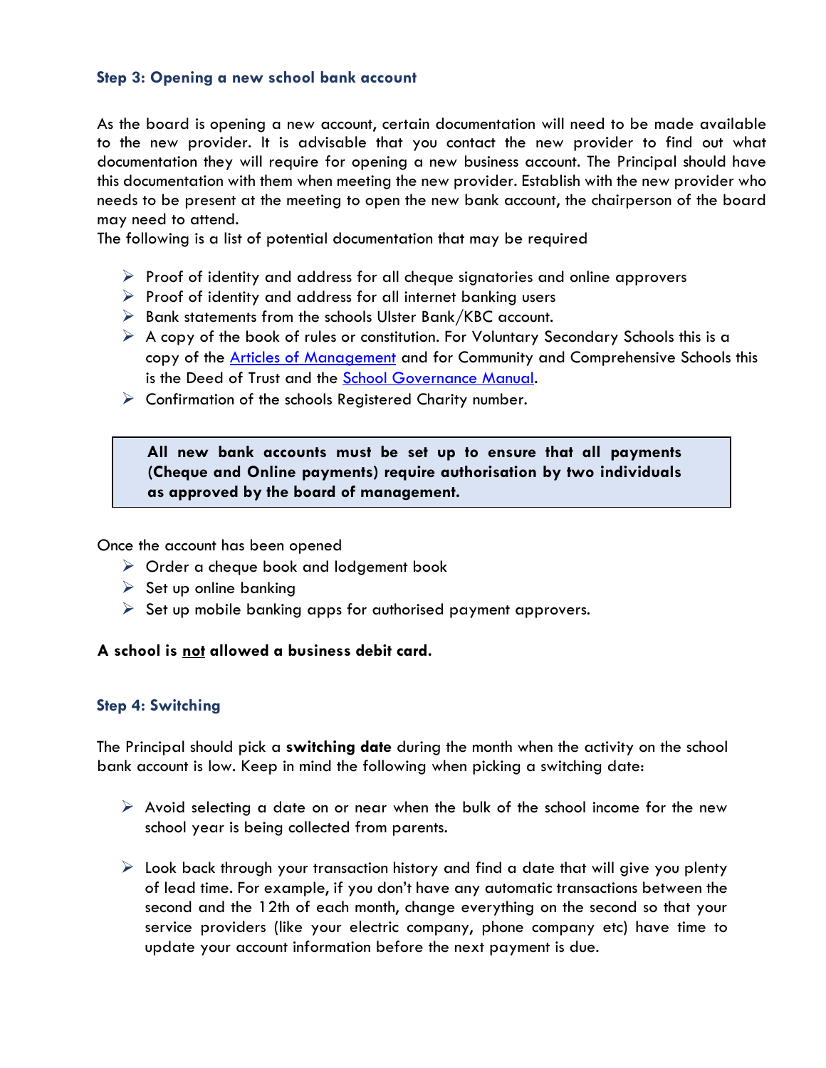### Step 3: Opening a new school bank account

As the board is opening a new account, certain documentation will need to be made available to the new provider. It is advisable that you contact the new provider to find out what documentation they will require for opening a new business account. The Principal should have this documentation with them when meeting the new provider. Establish with the new provider who needs to be present at the meeting to open the new bank account, the chairperson of the board may need to attend.

The following is a list of potential documentation that may be required

- Proof of identity and address for all cheque signatories and online approvers
- Proof of identity and address for all internet banking users
- Bank statements from the schools Ulster Bank/KBC account.
- A copy of the book of rules or constitution. For Voluntary Secondary Schools this is a copy of the [Articles of Management]() and for Community and Comprehensive Schools this is the Deed of Trust and the [School Governance Manual]().
- Confirmation of the schools Registered Charity number.

> **All new bank accounts must be set up to ensure that all payments (Cheque and Online payments) require authorisation by two individuals as approved by the board of management.**

Once the account has been opened

- Order a cheque book and lodgement book
- Set up online banking
- Set up mobile banking apps for authorised payment approvers.

**A school is <u>not</u> allowed a business debit card.**

### Step 4: Switching

The Principal should pick a **switching date** during the month when the activity on the school bank account is low. Keep in mind the following when picking a switching date:

- Avoid selecting a date on or near when the bulk of the school income for the new school year is being collected from parents.

- Look back through your transaction history and find a date that will give you plenty of lead time. For example, if you don't have any automatic transactions between the second and the 12th of each month, change everything on the second so that your service providers (like your electric company, phone company etc) have time to update your account information before the next payment is due.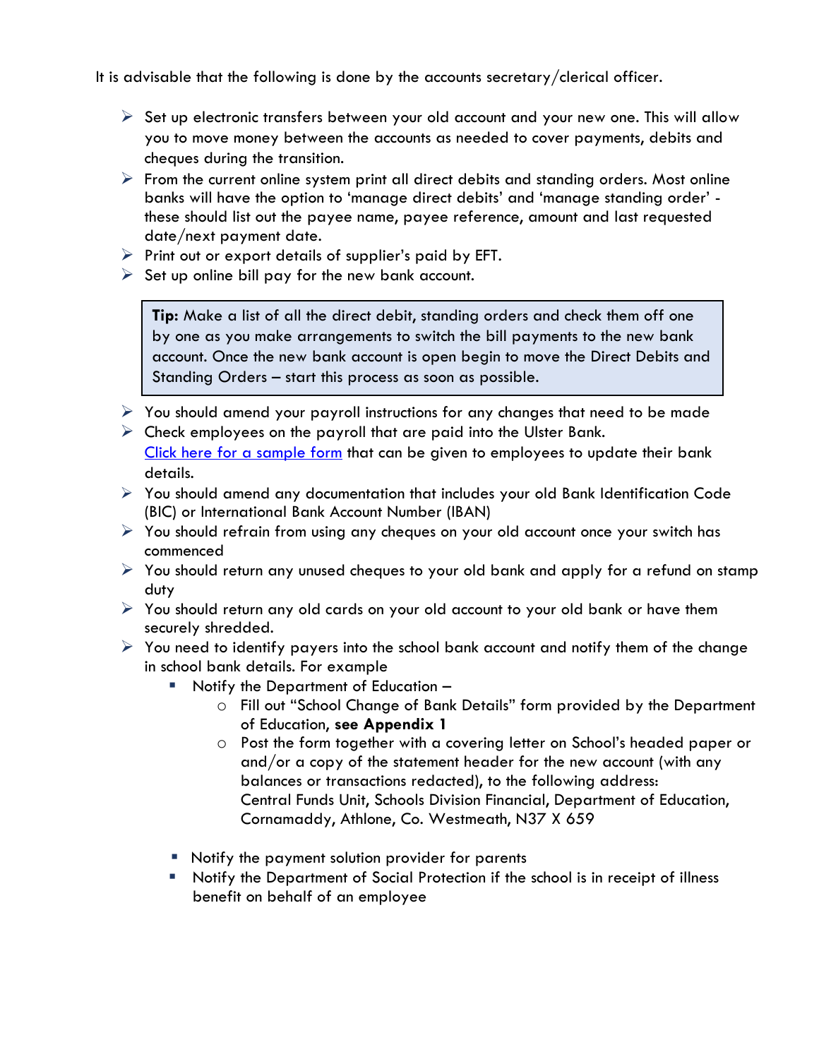It is advisable that the following is done by the accounts secretary/clerical officer.

- Set up electronic transfers between your old account and your new one. This will allow you to move money between the accounts as needed to cover payments, debits and cheques during the transition.
- From the current online system print all direct debits and standing orders. Most online banks will have the option to 'manage direct debits' and 'manage standing order' - these should list out the payee name, payee reference, amount and last requested date/next payment date.
- Print out or export details of supplier's paid by EFT.
- Set up online bill pay for the new bank account.

> **Tip:** Make a list of all the direct debit, standing orders and check them off one by one as you make arrangements to switch the bill payments to the new bank account. Once the new bank account is open begin to move the Direct Debits and Standing Orders – start this process as soon as possible.

- You should amend your payroll instructions for any changes that need to be made
- Check employees on the payroll that are paid into the Ulster Bank. [Click here for a sample form](#) that can be given to employees to update their bank details.
- You should amend any documentation that includes your old Bank Identification Code (BIC) or International Bank Account Number (IBAN)
- You should refrain from using any cheques on your old account once your switch has commenced
- You should return any unused cheques to your old bank and apply for a refund on stamp duty
- You should return any old cards on your old account to your old bank or have them securely shredded.
- You need to identify payers into the school bank account and notify them of the change in school bank details. For example
  - Notify the Department of Education –
    - Fill out "School Change of Bank Details" form provided by the Department of Education, **see Appendix 1**
    - Post the form together with a covering letter on School's headed paper or and/or a copy of the statement header for the new account (with any balances or transactions redacted), to the following address: Central Funds Unit, Schools Division Financial, Department of Education, Cornamaddy, Athlone, Co. Westmeath, N37 X 659
  - Notify the payment solution provider for parents
  - Notify the Department of Social Protection if the school is in receipt of illness benefit on behalf of an employee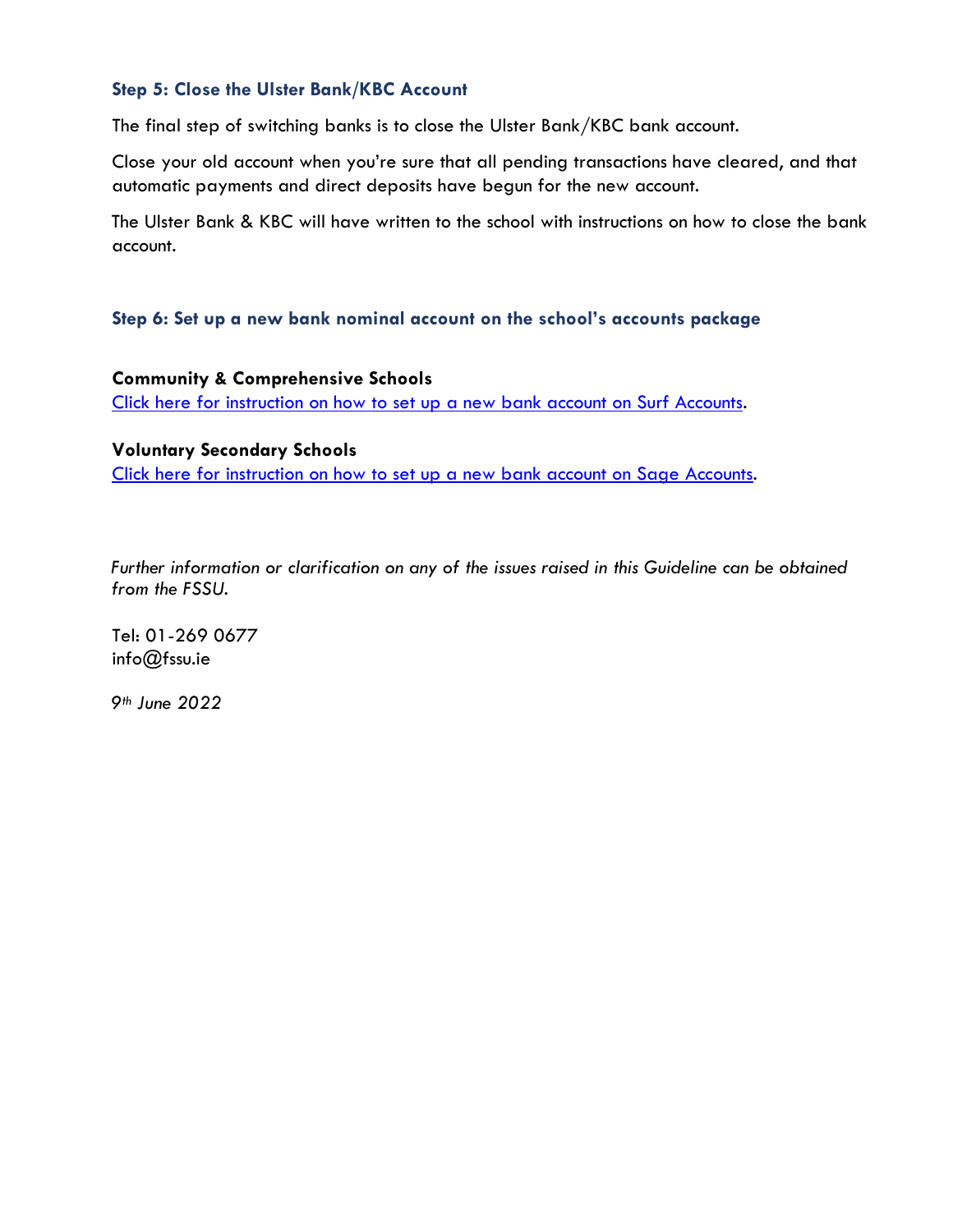### Step 5: Close the Ulster Bank/KBC Account

The final step of switching banks is to close the Ulster Bank/KBC bank account.

Close your old account when you're sure that all pending transactions have cleared, and that automatic payments and direct deposits have begun for the new account.

The Ulster Bank & KBC will have written to the school with instructions on how to close the bank account.

### Step 6: Set up a new bank nominal account on the school's accounts package

**Community & Comprehensive Schools**
Click here for instruction on how to set up a new bank account on Surf Accounts.

**Voluntary Secondary Schools**
Click here for instruction on how to set up a new bank account on Sage Accounts.

*Further information or clarification on any of the issues raised in this Guideline can be obtained from the FSSU.*

Tel: 01-269 0677
info@fssu.ie

*9th June 2022*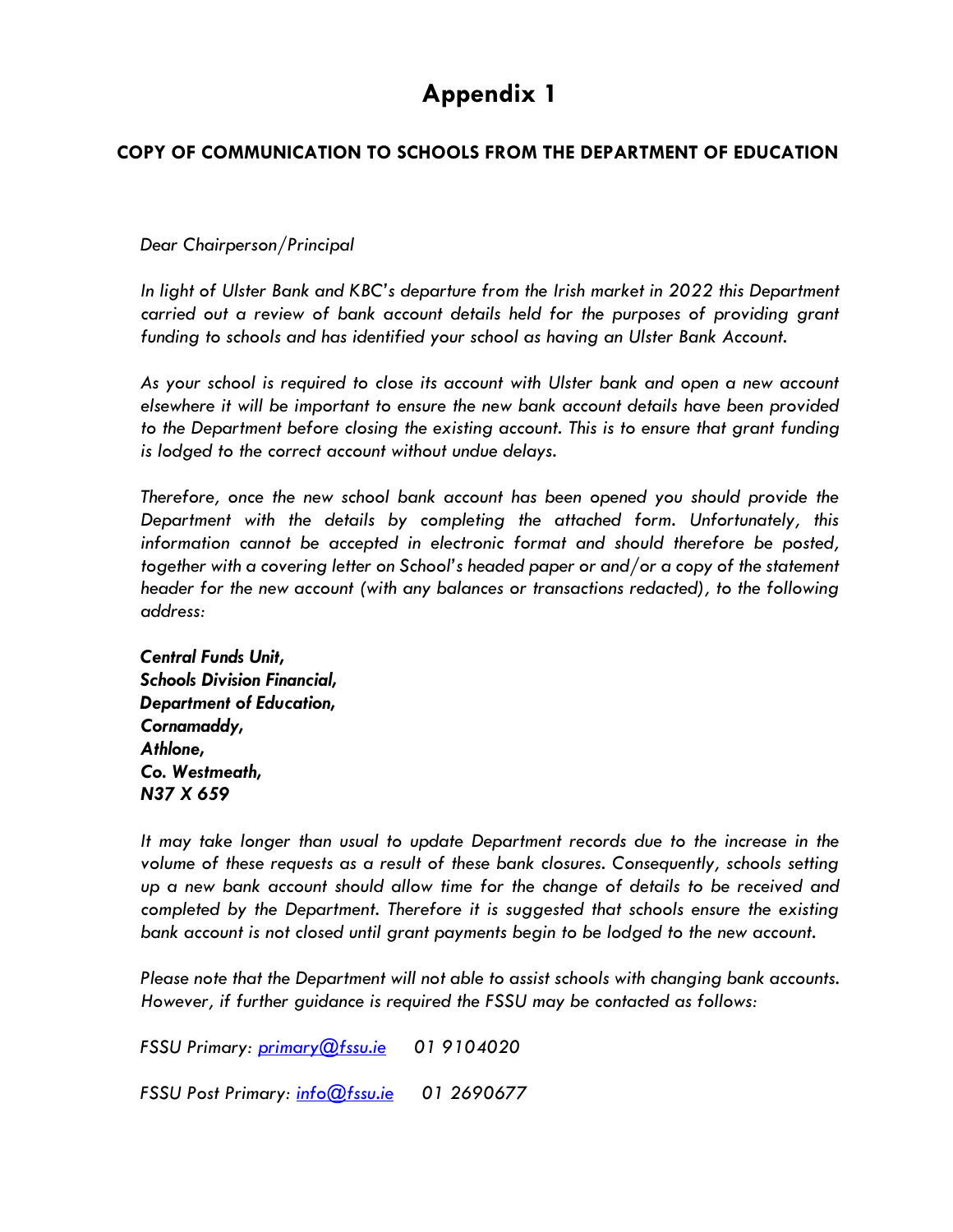# Appendix 1

## COPY OF COMMUNICATION TO SCHOOLS FROM THE DEPARTMENT OF EDUCATION

*Dear Chairperson/Principal*

*In light of Ulster Bank and KBC's departure from the Irish market in 2022 this Department carried out a review of bank account details held for the purposes of providing grant funding to schools and has identified your school as having an Ulster Bank Account.*

*As your school is required to close its account with Ulster bank and open a new account elsewhere it will be important to ensure the new bank account details have been provided to the Department before closing the existing account. This is to ensure that grant funding is lodged to the correct account without undue delays.*

*Therefore, once the new school bank account has been opened you should provide the Department with the details by completing the attached form. Unfortunately, this information cannot be accepted in electronic format and should therefore be posted, together with a covering letter on School's headed paper or and/or a copy of the statement header for the new account (with any balances or transactions redacted), to the following address:*

***Central Funds Unit,***  
***Schools Division Financial,***  
***Department of Education,***  
***Cornamaddy,***  
***Athlone,***  
***Co. Westmeath,***  
***N37 X 659***

*It may take longer than usual to update Department records due to the increase in the volume of these requests as a result of these bank closures. Consequently, schools setting up a new bank account should allow time for the change of details to be received and completed by the Department. Therefore it is suggested that schools ensure the existing bank account is not closed until grant payments begin to be lodged to the new account.*

*Please note that the Department will not able to assist schools with changing bank accounts. However, if further guidance is required the FSSU may be contacted as follows:*

*FSSU Primary: [primary@fssu.ie](mailto:primary@fssu.ie) 01 9104020*

*FSSU Post Primary: [info@fssu.ie](mailto:info@fssu.ie) 01 2690677*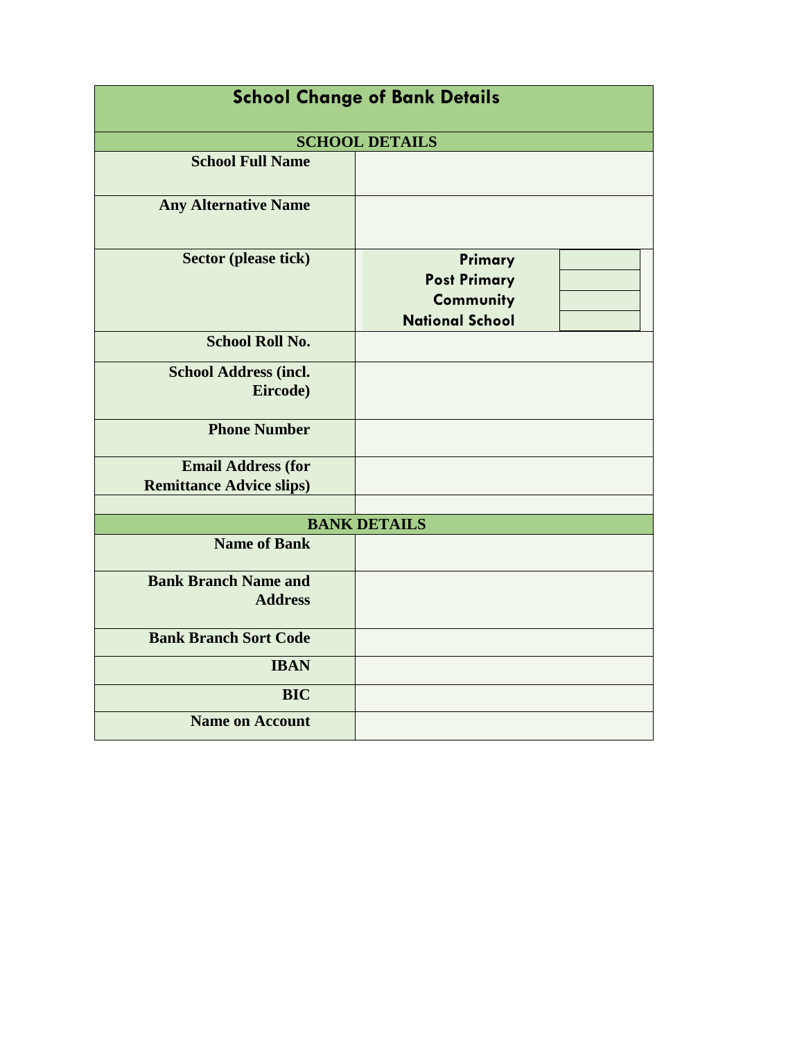# School Change of Bank Details

| SCHOOL DETAILS | |
|---|---|
| **School Full Name** | |
| **Any Alternative Name** | |
| **Sector (please tick)** | **Primary** ☐<br>**Post Primary** ☐<br>**Community** ☐<br>**National School** ☐ |
| **School Roll No.** | |
| **School Address (incl. Eircode)** | |
| **Phone Number** | |
| **Email Address (for Remittance Advice slips)** | |
| | |
| **BANK DETAILS** | |
| **Name of Bank** | |
| **Bank Branch Name and Address** | |
| **Bank Branch Sort Code** | |
| **IBAN** | |
| **BIC** | |
| **Name on Account** | |